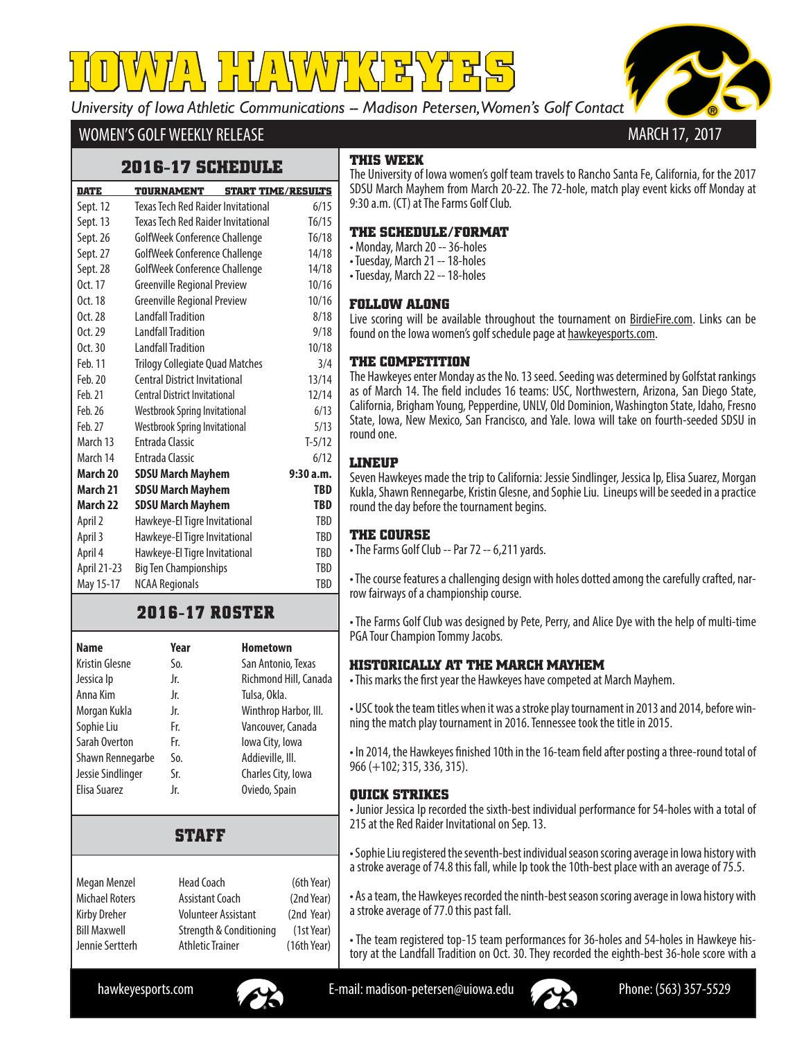# IOWA HAWKEYES

*University of Iowa Athletic Communications -- Madison Petersen, Women's Golf Contact*

## WOMEN'S GOLF WEEKLY RELEASE

MARCH 17, 2017

### 2016-17 SCHEDULE

| DATE | TOURNAMENT | START TIME/RESULTS |
|---|---|---|
| Sept. 12 | Texas Tech Red Raider Invitational | 6/15 |
| Sept. 13 | Texas Tech Red Raider Invitational | T6/15 |
| Sept. 26 | GolfWeek Conference Challenge | T6/18 |
| Sept. 27 | GolfWeek Conference Challenge | 14/18 |
| Sept. 28 | GolfWeek Conference Challenge | 14/18 |
| Oct. 17 | Greenville Regional Preview | 10/16 |
| Oct. 18 | Greenville Regional Preview | 10/16 |
| Oct. 28 | Landfall Tradition | 8/18 |
| Oct. 29 | Landfall Tradition | 9/18 |
| Oct. 30 | Landfall Tradition | 10/18 |
| Feb. 11 | Trilogy Collegiate Quad Matches | 3/4 |
| Feb. 20 | Central District Invitational | 13/14 |
| Feb. 21 | Central District Invitational | 12/14 |
| Feb. 26 | Westbrook Spring Invitational | 6/13 |
| Feb. 27 | Westbrook Spring Invitational | 5/13 |
| March 13 | Entrada Classic | T-5/12 |
| March 14 | Entrada Classic | 6/12 |
| **March 20** | **SDSU March Mayhem** | **9:30 a.m.** |
| **March 21** | **SDSU March Mayhem** | **TBD** |
| **March 22** | **SDSU March Mayhem** | **TBD** |
| April 2 | Hawkeye-El Tigre Invitational | TBD |
| April 3 | Hawkeye-El Tigre Invitational | TBD |
| April 4 | Hawkeye-El Tigre Invitational | TBD |
| April 21-23 | Big Ten Championships | TBD |
| May 15-17 | NCAA Regionals | TBD |

### 2016-17 ROSTER

| Name | Year | Hometown |
|---|---|---|
| Kristin Glesne | So. | San Antonio, Texas |
| Jessica Ip | Jr. | Richmond Hill, Canada |
| Anna Kim | Jr. | Tulsa, Okla. |
| Morgan Kukla | Jr. | Winthrop Harbor, Ill. |
| Sophie Liu | Fr. | Vancouver, Canada |
| Sarah Overton | Fr. | Iowa City, Iowa |
| Shawn Rennegarbe | So. | Addieville, Ill. |
| Jessie Sindlinger | Sr. | Charles City, Iowa |
| Elisa Suarez | Jr. | Oviedo, Spain |

### STAFF

| | | |
|---|---|---|
| Megan Menzel | Head Coach | (6th Year) |
| Michael Roters | Assistant Coach | (2nd Year) |
| Kirby Dreher | Volunteer Assistant | (2nd Year) |
| Bill Maxwell | Strength & Conditioning | (1st Year) |
| Jennie Sertterh | Athletic Trainer | (16th Year) |

### THIS WEEK

The University of Iowa women's golf team travels to Rancho Santa Fe, California, for the 2017 SDSU March Mayhem from March 20-22. The 72-hole, match play event kicks off Monday at 9:30 a.m. (CT) at The Farms Golf Club.

### THE SCHEDULE/FORMAT

- Monday, March 20 -- 36-holes
- Tuesday, March 21 -- 18-holes
- Tuesday, March 22 -- 18-holes

### FOLLOW ALONG

Live scoring will be available throughout the tournament on BirdieFire.com. Links can be found on the Iowa women's golf schedule page at hawkeyesports.com.

### THE COMPETITION

The Hawkeyes enter Monday as the No. 13 seed. Seeding was determined by Golfstat rankings as of March 14. The field includes 16 teams: USC, Northwestern, Arizona, San Diego State, California, Brigham Young, Pepperdine, UNLV, Old Dominion, Washington State, Idaho, Fresno State, Iowa, New Mexico, San Francisco, and Yale. Iowa will take on fourth-seeded SDSU in round one.

### LINEUP

Seven Hawkeyes made the trip to California: Jessie Sindlinger, Jessica Ip, Elisa Suarez, Morgan Kukla, Shawn Rennegarbe, Kristin Glesne, and Sophie Liu. Lineups will be seeded in a practice round the day before the tournament begins.

### THE COURSE

- The Farms Golf Club -- Par 72 -- 6,211 yards.
- The course features a challenging design with holes dotted among the carefully crafted, narrow fairways of a championship course.
- The Farms Golf Club was designed by Pete, Perry, and Alice Dye with the help of multi-time PGA Tour Champion Tommy Jacobs.

### HISTORICALLY AT THE MARCH MAYHEM

- This marks the first year the Hawkeyes have competed at March Mayhem.
- USC took the team titles when it was a stroke play tournament in 2013 and 2014, before winning the match play tournament in 2016. Tennessee took the title in 2015.
- In 2014, the Hawkeyes finished 10th in the 16-team field after posting a three-round total of 966 (+102; 315, 336, 315).

### QUICK STRIKES

- Junior Jessica Ip recorded the sixth-best individual performance for 54-holes with a total of 215 at the Red Raider Invitational on Sep. 13.
- Sophie Liu registered the seventh-best individual season scoring average in Iowa history with a stroke average of 74.8 this fall, while Ip took the 10th-best place with an average of 75.5.
- As a team, the Hawkeyes recorded the ninth-best season scoring average in Iowa history with a stroke average of 77.0 this past fall.
- The team registered top-15 team performances for 36-holes and 54-holes in Hawkeye history at the Landfall Tradition on Oct. 30. They recorded the eighth-best 36-hole score with a

hawkeyesports.com | E-mail: madison-petersen@uiowa.edu | Phone: (563) 357-5529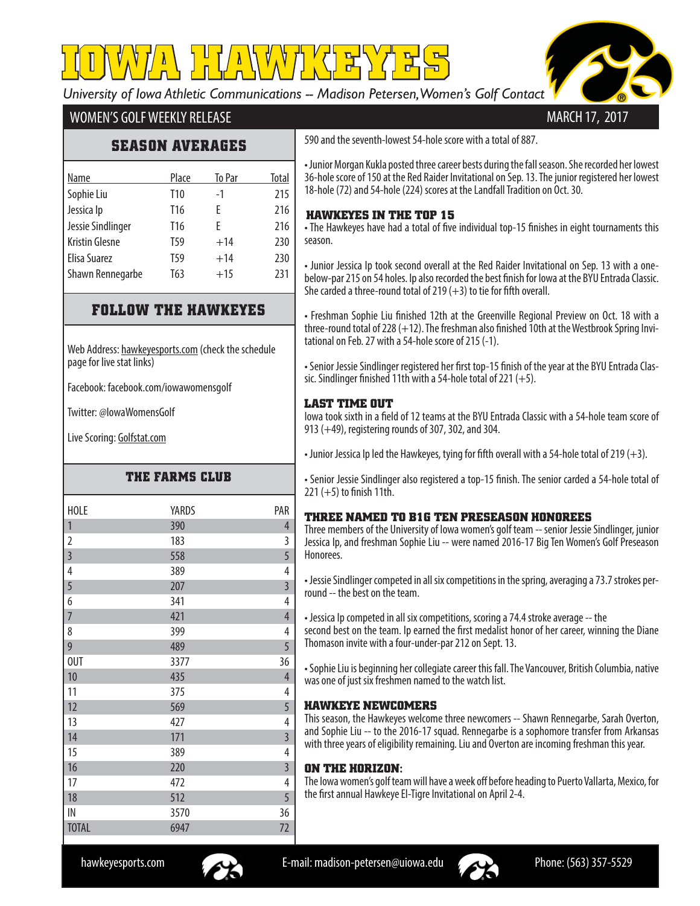# IOWA HAWKEYES

*University of Iowa Athletic Communications -- Madison Petersen, Women's Golf Contact*

WOMEN'S GOLF WEEKLY RELEASE

MARCH 17, 2017

## SEASON AVERAGES

| Name | Place | To Par | Total |
|---|---|---|---|
| Sophie Liu | T10 | -1 | 215 |
| Jessica Ip | T16 | E | 216 |
| Jessie Sindlinger | T16 | E | 216 |
| Kristin Glesne | T59 | +14 | 230 |
| Elisa Suarez | T59 | +14 | 230 |
| Shawn Rennegarbe | T63 | +15 | 231 |

## FOLLOW THE HAWKEYES

Web Address: hawkeyesports.com (check the schedule page for live stat links)

Facebook: facebook.com/iowawomensgolf

Twitter: @IowaWomensGolf

Live Scoring: Golfstat.com

## THE FARMS CLUB

| HOLE | YARDS | PAR |
|---|---|---|
| 1 | 390 | 4 |
| 2 | 183 | 3 |
| 3 | 558 | 5 |
| 4 | 389 | 4 |
| 5 | 207 | 3 |
| 6 | 341 | 4 |
| 7 | 421 | 4 |
| 8 | 399 | 4 |
| 9 | 489 | 5 |
| OUT | 3377 | 36 |
| 10 | 435 | 4 |
| 11 | 375 | 4 |
| 12 | 569 | 5 |
| 13 | 427 | 4 |
| 14 | 171 | 3 |
| 15 | 389 | 4 |
| 16 | 220 | 3 |
| 17 | 472 | 4 |
| 18 | 512 | 5 |
| IN | 3570 | 36 |
| TOTAL | 6947 | 72 |

590 and the seventh-lowest 54-hole score with a total of 887.

• Junior Morgan Kukla posted three career bests during the fall season. She recorded her lowest 36-hole score of 150 at the Red Raider Invitational on Sep. 13. The junior registered her lowest 18-hole (72) and 54-hole (224) scores at the Landfall Tradition on Oct. 30.

### HAWKEYES IN THE TOP 15

• The Hawkeyes have had a total of five individual top-15 finishes in eight tournaments this season.

• Junior Jessica Ip took second overall at the Red Raider Invitational on Sep. 13 with a one-below-par 215 on 54 holes. Ip also recorded the best finish for Iowa at the BYU Entrada Classic. She carded a three-round total of 219 (+3) to tie for fifth overall.

• Freshman Sophie Liu finished 12th at the Greenville Regional Preview on Oct. 18 with a three-round total of 228 (+12). The freshman also finished 10th at the Westbrook Spring Invitational on Feb. 27 with a 54-hole score of 215 (-1).

• Senior Jessie Sindlinger registered her first top-15 finish of the year at the BYU Entrada Classic. Sindlinger finished 11th with a 54-hole total of 221 (+5).

### LAST TIME OUT

Iowa took sixth in a field of 12 teams at the BYU Entrada Classic with a 54-hole team score of 913 (+49), registering rounds of 307, 302, and 304.

• Junior Jessica Ip led the Hawkeyes, tying for fifth overall with a 54-hole total of 219 (+3).

• Senior Jessie Sindlinger also registered a top-15 finish. The senior carded a 54-hole total of 221 (+5) to finish 11th.

### THREE NAMED TO B1G TEN PRESEASON HONOREES

Three members of the University of Iowa women's golf team -- senior Jessie Sindlinger, junior Jessica Ip, and freshman Sophie Liu -- were named 2016-17 Big Ten Women's Golf Preseason Honorees.

• Jessie Sindlinger competed in all six competitions in the spring, averaging a 73.7 strokes per-round -- the best on the team.

• Jessica Ip competed in all six competitions, scoring a 74.4 stroke average -- the second best on the team. Ip earned the first medalist honor of her career, winning the Diane Thomason invite with a four-under-par 212 on Sept. 13.

• Sophie Liu is beginning her collegiate career this fall. The Vancouver, British Columbia, native was one of just six freshmen named to the watch list.

### HAWKEYE NEWCOMERS

This season, the Hawkeyes welcome three newcomers -- Shawn Rennegarbe, Sarah Overton, and Sophie Liu -- to the 2016-17 squad. Rennegarbe is a sophomore transfer from Arkansas with three years of eligibility remaining. Liu and Overton are incoming freshman this year.

### ON THE HORIZON:

The Iowa women's golf team will have a week off before heading to Puerto Vallarta, Mexico, for the first annual Hawkeye El-Tigre Invitational on April 2-4.

hawkeyesports.com | E-mail: madison-petersen@uiowa.edu | Phone: (563) 357-5529